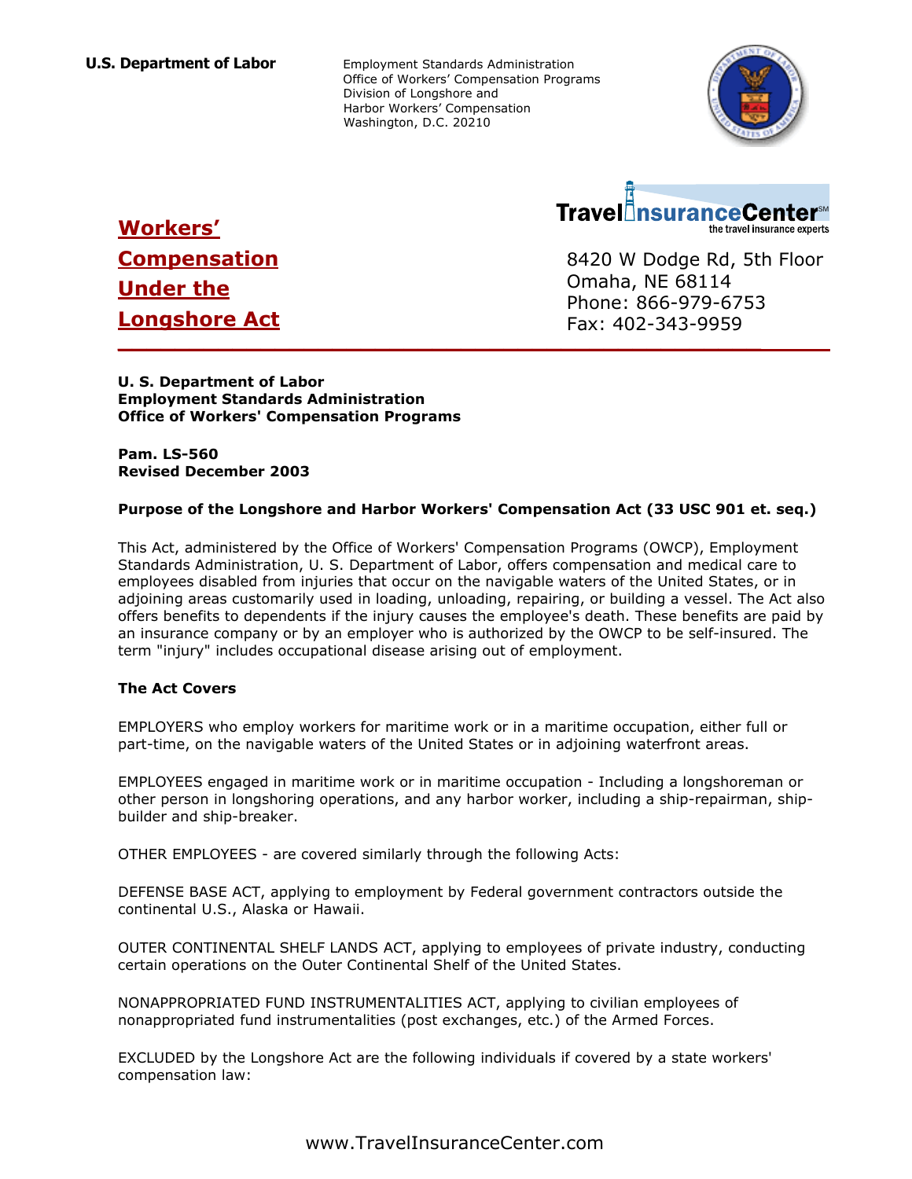**U.S. Department of Labor**

Employment Standards Administration
Office of Workers' Compensation Programs
Division of Longshore and
Harbor Workers' Compensation
Washington, D.C. 20210

# Workers' Compensation Under the Longshore Act

TravelInsuranceCenter
the travel insurance experts

8420 W Dodge Rd, 5th Floor
Omaha, NE 68114
Phone: 866-979-6753
Fax: 402-343-9959

---

**U. S. Department of Labor**
**Employment Standards Administration**
**Office of Workers' Compensation Programs**

**Pam. LS-560**
**Revised December 2003**

**Purpose of the Longshore and Harbor Workers' Compensation Act (33 USC 901 et. seq.)**

This Act, administered by the Office of Workers' Compensation Programs (OWCP), Employment Standards Administration, U. S. Department of Labor, offers compensation and medical care to employees disabled from injuries that occur on the navigable waters of the United States, or in adjoining areas customarily used in loading, unloading, repairing, or building a vessel. The Act also offers benefits to dependents if the injury causes the employee's death. These benefits are paid by an insurance company or by an employer who is authorized by the OWCP to be self-insured. The term "injury" includes occupational disease arising out of employment.

**The Act Covers**

EMPLOYERS who employ workers for maritime work or in a maritime occupation, either full or part-time, on the navigable waters of the United States or in adjoining waterfront areas.

EMPLOYEES engaged in maritime work or in maritime occupation - Including a longshoreman or other person in longshoring operations, and any harbor worker, including a ship-repairman, ship-builder and ship-breaker.

OTHER EMPLOYEES - are covered similarly through the following Acts:

DEFENSE BASE ACT, applying to employment by Federal government contractors outside the continental U.S., Alaska or Hawaii.

OUTER CONTINENTAL SHELF LANDS ACT, applying to employees of private industry, conducting certain operations on the Outer Continental Shelf of the United States.

NONAPPROPRIATED FUND INSTRUMENTALITIES ACT, applying to civilian employees of nonappropriated fund instrumentalities (post exchanges, etc.) of the Armed Forces.

EXCLUDED by the Longshore Act are the following individuals if covered by a state workers' compensation law:

www.TravelInsuranceCenter.com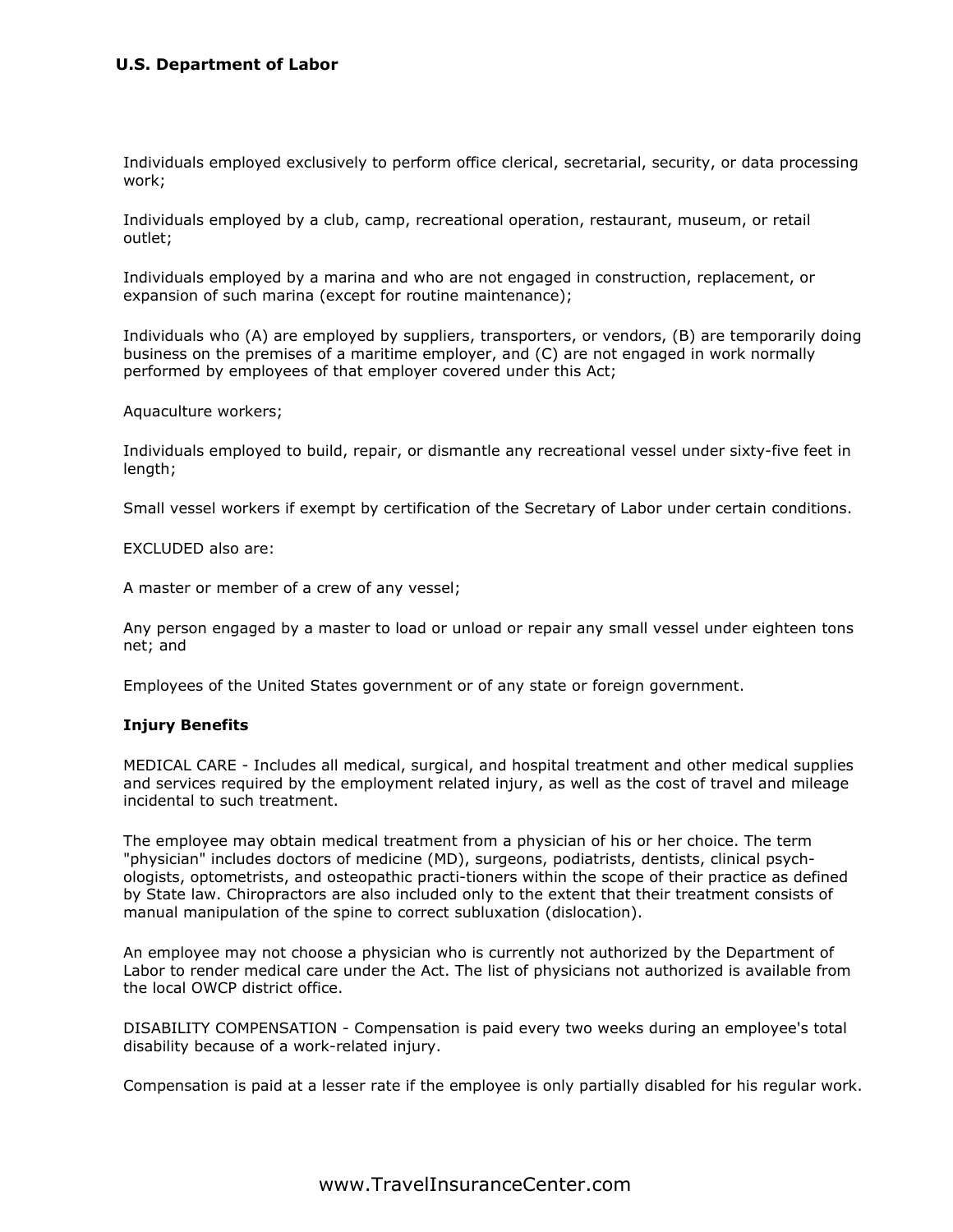Individuals employed exclusively to perform office clerical, secretarial, security, or data processing work;

Individuals employed by a club, camp, recreational operation, restaurant, museum, or retail outlet;

Individuals employed by a marina and who are not engaged in construction, replacement, or expansion of such marina (except for routine maintenance);

Individuals who (A) are employed by suppliers, transporters, or vendors, (B) are temporarily doing business on the premises of a maritime employer, and (C) are not engaged in work normally performed by employees of that employer covered under this Act;

Aquaculture workers;

Individuals employed to build, repair, or dismantle any recreational vessel under sixty-five feet in length;

Small vessel workers if exempt by certification of the Secretary of Labor under certain conditions.

EXCLUDED also are:

A master or member of a crew of any vessel;

Any person engaged by a master to load or unload or repair any small vessel under eighteen tons net; and

Employees of the United States government or of any state or foreign government.

**Injury Benefits**

MEDICAL CARE - Includes all medical, surgical, and hospital treatment and other medical supplies and services required by the employment related injury, as well as the cost of travel and mileage incidental to such treatment.

The employee may obtain medical treatment from a physician of his or her choice. The term "physician" includes doctors of medicine (MD), surgeons, podiatrists, dentists, clinical psychologists, optometrists, and osteopathic practitioners within the scope of their practice as defined by State law. Chiropractors are also included only to the extent that their treatment consists of manual manipulation of the spine to correct subluxation (dislocation).

An employee may not choose a physician who is currently not authorized by the Department of Labor to render medical care under the Act. The list of physicians not authorized is available from the local OWCP district office.

DISABILITY COMPENSATION - Compensation is paid every two weeks during an employee's total disability because of a work-related injury.

Compensation is paid at a lesser rate if the employee is only partially disabled for his regular work.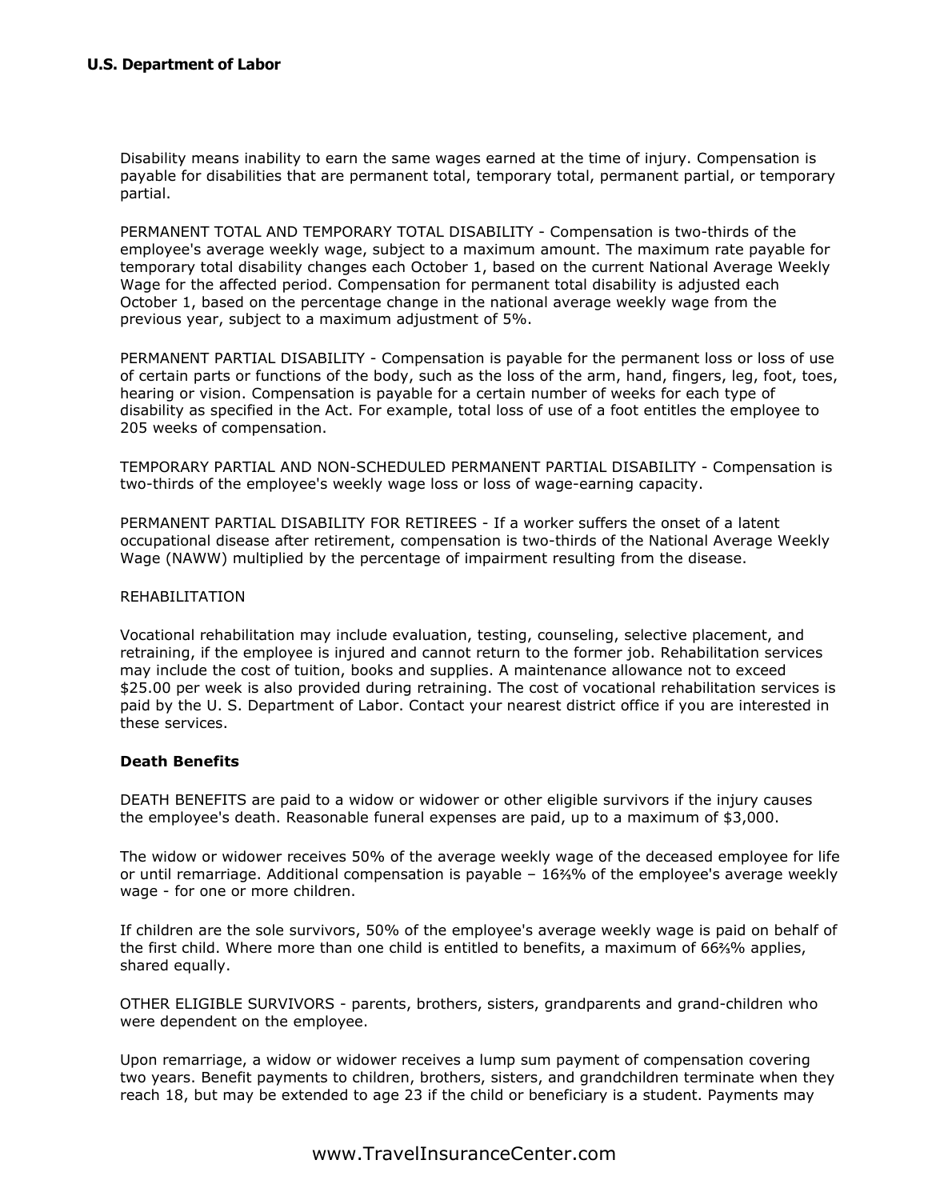Disability means inability to earn the same wages earned at the time of injury. Compensation is payable for disabilities that are permanent total, temporary total, permanent partial, or temporary partial.

PERMANENT TOTAL AND TEMPORARY TOTAL DISABILITY - Compensation is two-thirds of the employee's average weekly wage, subject to a maximum amount. The maximum rate payable for temporary total disability changes each October 1, based on the current National Average Weekly Wage for the affected period. Compensation for permanent total disability is adjusted each October 1, based on the percentage change in the national average weekly wage from the previous year, subject to a maximum adjustment of 5%.

PERMANENT PARTIAL DISABILITY - Compensation is payable for the permanent loss or loss of use of certain parts or functions of the body, such as the loss of the arm, hand, fingers, leg, foot, toes, hearing or vision. Compensation is payable for a certain number of weeks for each type of disability as specified in the Act. For example, total loss of use of a foot entitles the employee to 205 weeks of compensation.

TEMPORARY PARTIAL AND NON-SCHEDULED PERMANENT PARTIAL DISABILITY - Compensation is two-thirds of the employee's weekly wage loss or loss of wage-earning capacity.

PERMANENT PARTIAL DISABILITY FOR RETIREES - If a worker suffers the onset of a latent occupational disease after retirement, compensation is two-thirds of the National Average Weekly Wage (NAWW) multiplied by the percentage of impairment resulting from the disease.

REHABILITATION

Vocational rehabilitation may include evaluation, testing, counseling, selective placement, and retraining, if the employee is injured and cannot return to the former job. Rehabilitation services may include the cost of tuition, books and supplies. A maintenance allowance not to exceed $25.00 per week is also provided during retraining. The cost of vocational rehabilitation services is paid by the U. S. Department of Labor. Contact your nearest district office if you are interested in these services.

**Death Benefits**

DEATH BENEFITS are paid to a widow or widower or other eligible survivors if the injury causes the employee's death. Reasonable funeral expenses are paid, up to a maximum of $3,000.

The widow or widower receives 50% of the average weekly wage of the deceased employee for life or until remarriage. Additional compensation is payable – 16⅔% of the employee's average weekly wage - for one or more children.

If children are the sole survivors, 50% of the employee's average weekly wage is paid on behalf of the first child. Where more than one child is entitled to benefits, a maximum of 66⅔% applies, shared equally.

OTHER ELIGIBLE SURVIVORS - parents, brothers, sisters, grandparents and grand-children who were dependent on the employee.

Upon remarriage, a widow or widower receives a lump sum payment of compensation covering two years. Benefit payments to children, brothers, sisters, and grandchildren terminate when they reach 18, but may be extended to age 23 if the child or beneficiary is a student. Payments may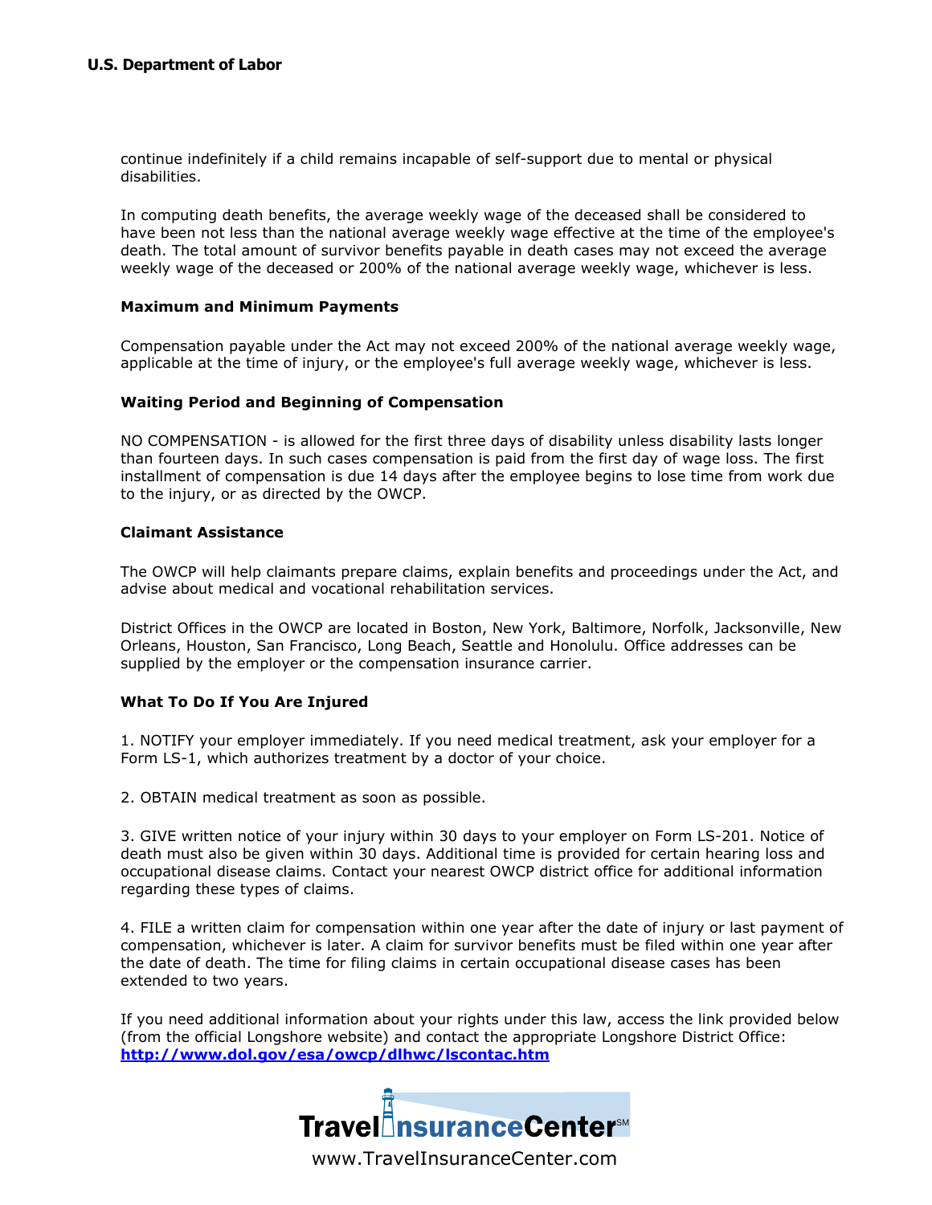continue indefinitely if a child remains incapable of self-support due to mental or physical disabilities.

In computing death benefits, the average weekly wage of the deceased shall be considered to have been not less than the national average weekly wage effective at the time of the employee's death. The total amount of survivor benefits payable in death cases may not exceed the average weekly wage of the deceased or 200% of the national average weekly wage, whichever is less.

**Maximum and Minimum Payments**

Compensation payable under the Act may not exceed 200% of the national average weekly wage, applicable at the time of injury, or the employee's full average weekly wage, whichever is less.

**Waiting Period and Beginning of Compensation**

NO COMPENSATION - is allowed for the first three days of disability unless disability lasts longer than fourteen days. In such cases compensation is paid from the first day of wage loss. The first installment of compensation is due 14 days after the employee begins to lose time from work due to the injury, or as directed by the OWCP.

**Claimant Assistance**

The OWCP will help claimants prepare claims, explain benefits and proceedings under the Act, and advise about medical and vocational rehabilitation services.

District Offices in the OWCP are located in Boston, New York, Baltimore, Norfolk, Jacksonville, New Orleans, Houston, San Francisco, Long Beach, Seattle and Honolulu. Office addresses can be supplied by the employer or the compensation insurance carrier.

**What To Do If You Are Injured**

1. NOTIFY your employer immediately. If you need medical treatment, ask your employer for a Form LS-1, which authorizes treatment by a doctor of your choice.

2. OBTAIN medical treatment as soon as possible.

3. GIVE written notice of your injury within 30 days to your employer on Form LS-201. Notice of death must also be given within 30 days. Additional time is provided for certain hearing loss and occupational disease claims. Contact your nearest OWCP district office for additional information regarding these types of claims.

4. FILE a written claim for compensation within one year after the date of injury or last payment of compensation, whichever is later. A claim for survivor benefits must be filed within one year after the date of death. The time for filing claims in certain occupational disease cases has been extended to two years.

If you need additional information about your rights under this law, access the link provided below (from the official Longshore website) and contact the appropriate Longshore District Office: **http://www.dol.gov/esa/owcp/dlhwc/lscontac.htm**

TravelInsuranceCenter℠

www.TravelInsuranceCenter.com